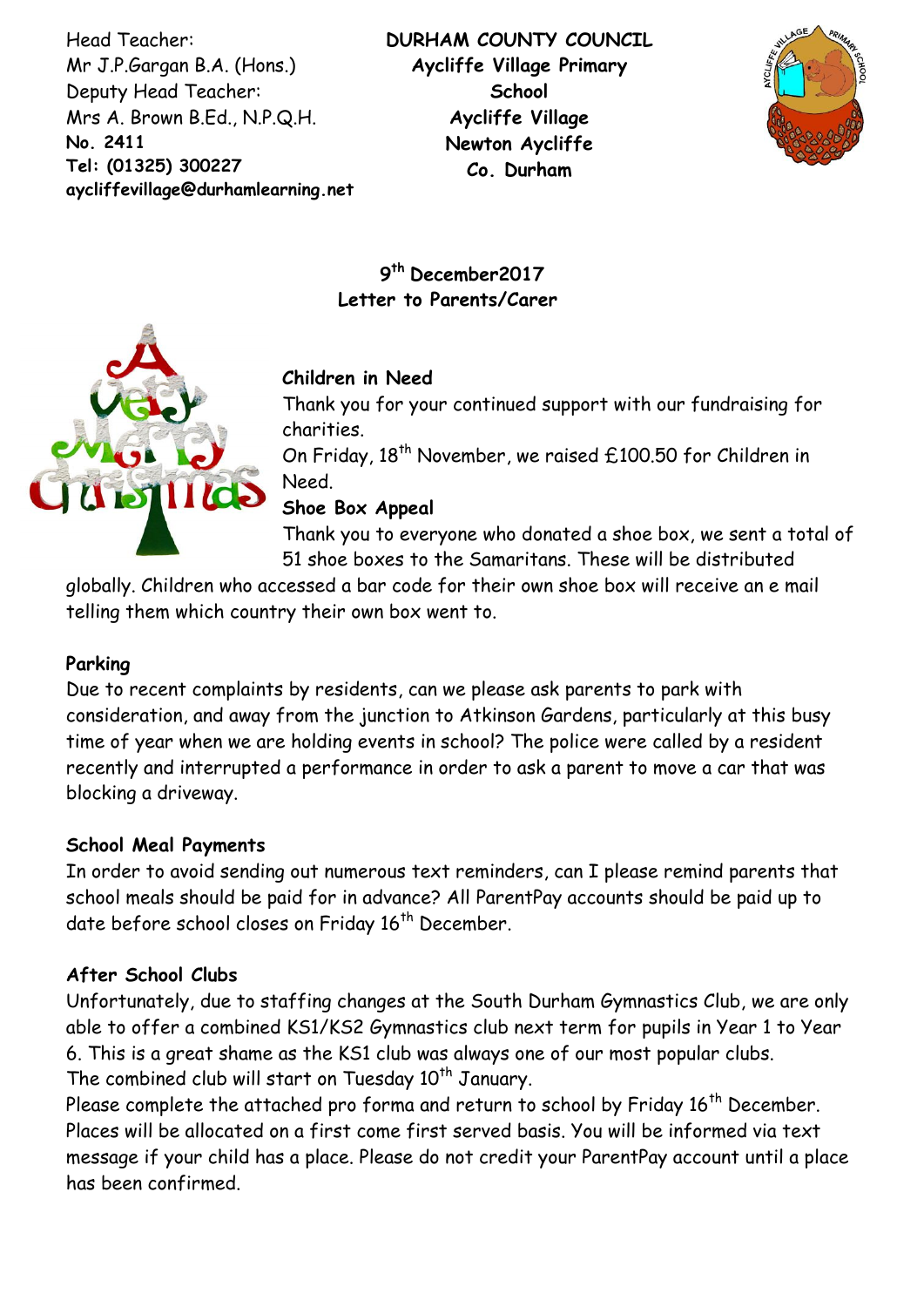Head Teacher:
Mr J.P.Gargan B.A. (Hons.)
Deputy Head Teacher:
Mrs A. Brown B.Ed., N.P.Q.H.
**No. 2411**
**Tel: (01325) 300227**
**aycliffevillage@durhamlearning.net**

**DURHAM COUNTY COUNCIL**
**Aycliffe Village Primary School**
**Aycliffe Village**
**Newton Aycliffe**
**Co. Durham**

**9th December2017**
**Letter to Parents/Carer**

**Children in Need**

Thank you for your continued support with our fundraising for charities.
On Friday, 18th November, we raised £100.50 for Children in Need.

**Shoe Box Appeal**

Thank you to everyone who donated a shoe box, we sent a total of 51 shoe boxes to the Samaritans. These will be distributed globally. Children who accessed a bar code for their own shoe box will receive an e mail telling them which country their own box went to.

**Parking**

Due to recent complaints by residents, can we please ask parents to park with consideration, and away from the junction to Atkinson Gardens, particularly at this busy time of year when we are holding events in school? The police were called by a resident recently and interrupted a performance in order to ask a parent to move a car that was blocking a driveway.

**School Meal Payments**

In order to avoid sending out numerous text reminders, can I please remind parents that school meals should be paid for in advance? All ParentPay accounts should be paid up to date before school closes on Friday 16th December.

**After School Clubs**

Unfortunately, due to staffing changes at the South Durham Gymnastics Club, we are only able to offer a combined KS1/KS2 Gymnastics club next term for pupils in Year 1 to Year 6. This is a great shame as the KS1 club was always one of our most popular clubs.
The combined club will start on Tuesday 10th January.
Please complete the attached pro forma and return to school by Friday 16th December. Places will be allocated on a first come first served basis. You will be informed via text message if your child has a place. Please do not credit your ParentPay account until a place has been confirmed.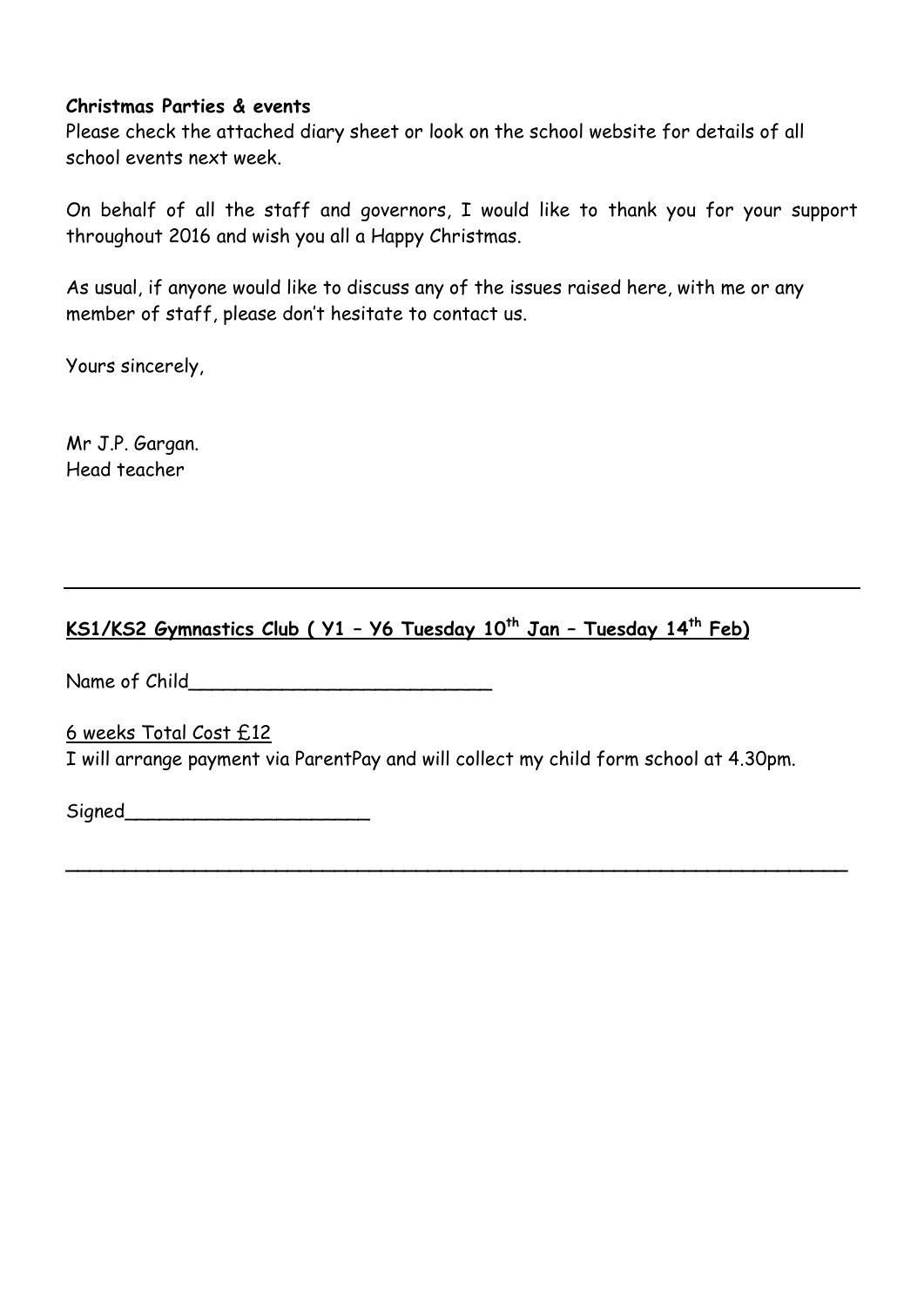**Christmas Parties & events**
Please check the attached diary sheet or look on the school website for details of all school events next week.

On behalf of all the staff and governors, I would like to thank you for your support throughout 2016 and wish you all a Happy Christmas.

As usual, if anyone would like to discuss any of the issues raised here, with me or any member of staff, please don't hesitate to contact us.

Yours sincerely,

Mr J.P. Gargan.
Head teacher

---

**KS1/KS2 Gymnastics Club ( Y1 – Y6 Tuesday 10th Jan – Tuesday 14th Feb)**

Name of Child___________________________

6 weeks Total Cost £12
I will arrange payment via ParentPay and will collect my child form school at 4.30pm.

Signed_____________________

---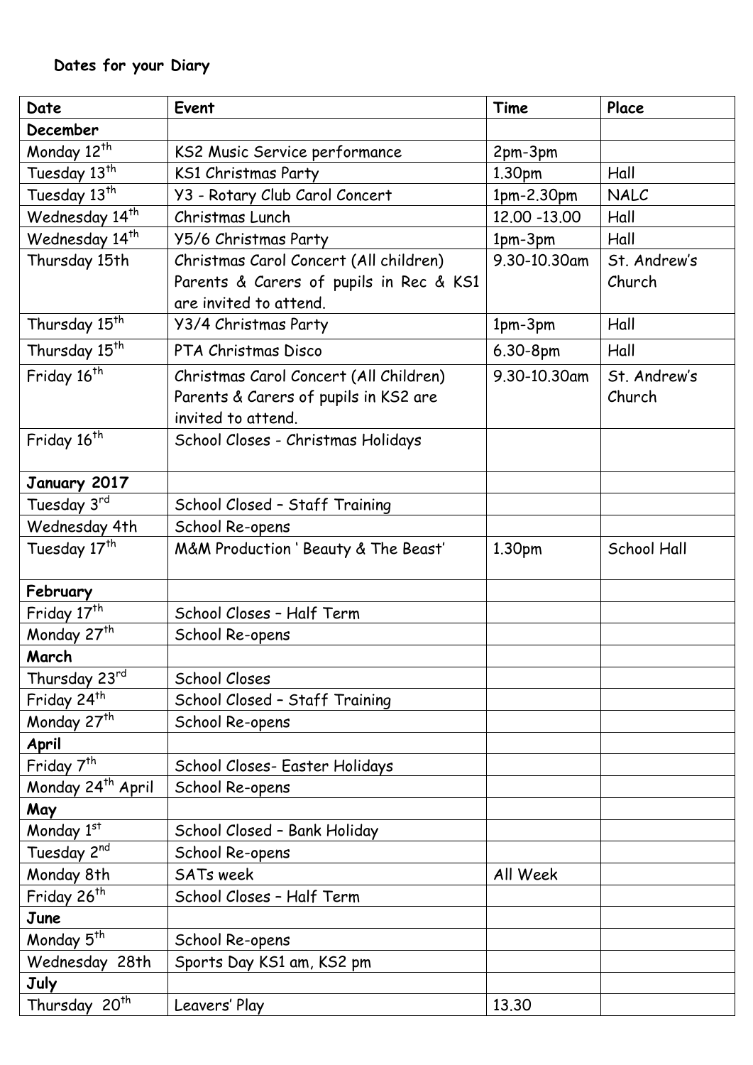**Dates for your Diary**

| Date | Event | Time | Place |
|---|---|---|---|
| **December** | | | |
| Monday 12th | KS2 Music Service performance | 2pm-3pm | |
| Tuesday 13th | KS1 Christmas Party | 1.30pm | Hall |
| Tuesday 13th | Y3 - Rotary Club Carol Concert | 1pm-2.30pm | NALC |
| Wednesday 14th | Christmas Lunch | 12.00 -13.00 | Hall |
| Wednesday 14th | Y5/6 Christmas Party | 1pm-3pm | Hall |
| Thursday 15th | Christmas Carol Concert (All children) Parents & Carers of pupils in Rec & KS1 are invited to attend. | 9.30-10.30am | St. Andrew's Church |
| Thursday 15th | Y3/4 Christmas Party | 1pm-3pm | Hall |
| Thursday 15th | PTA Christmas Disco | 6.30-8pm | Hall |
| Friday 16th | Christmas Carol Concert (All Children) Parents & Carers of pupils in KS2 are invited to attend. | 9.30-10.30am | St. Andrew's Church |
| Friday 16th | School Closes - Christmas Holidays | | |
| **January 2017** | | | |
| Tuesday 3rd | School Closed – Staff Training | | |
| Wednesday 4th | School Re-opens | | |
| Tuesday 17th | M&M Production ' Beauty & The Beast' | 1.30pm | School Hall |
| **February** | | | |
| Friday 17th | School Closes – Half Term | | |
| Monday 27th | School Re-opens | | |
| **March** | | | |
| Thursday 23rd | School Closes | | |
| Friday 24th | School Closed – Staff Training | | |
| Monday 27th | School Re-opens | | |
| **April** | | | |
| Friday 7th | School Closes- Easter Holidays | | |
| Monday 24th April | School Re-opens | | |
| **May** | | | |
| Monday 1st | School Closed – Bank Holiday | | |
| Tuesday 2nd | School Re-opens | | |
| Monday 8th | SATs week | All Week | |
| Friday 26th | School Closes – Half Term | | |
| **June** | | | |
| Monday 5th | School Re-opens | | |
| Wednesday 28th | Sports Day KS1 am, KS2 pm | | |
| **July** | | | |
| Thursday 20th | Leavers' Play | 13.30 | |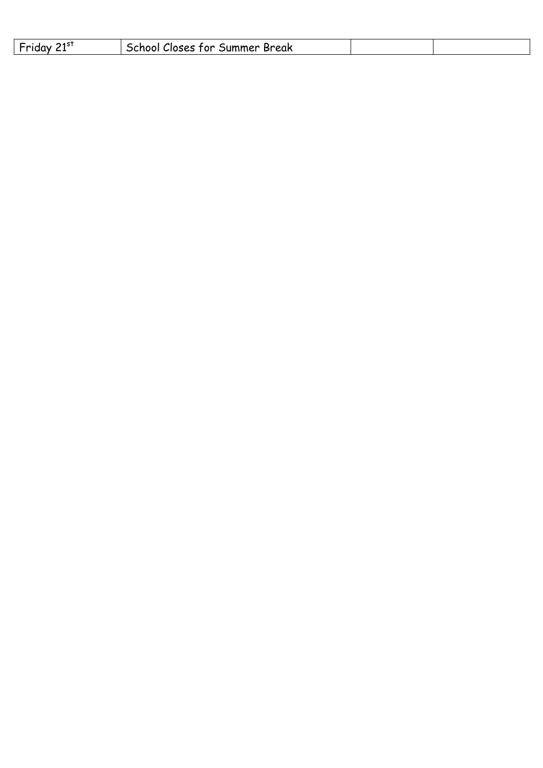| | | | |
|---|---|---|---|
| Friday 21st | School Closes for Summer Break | | |